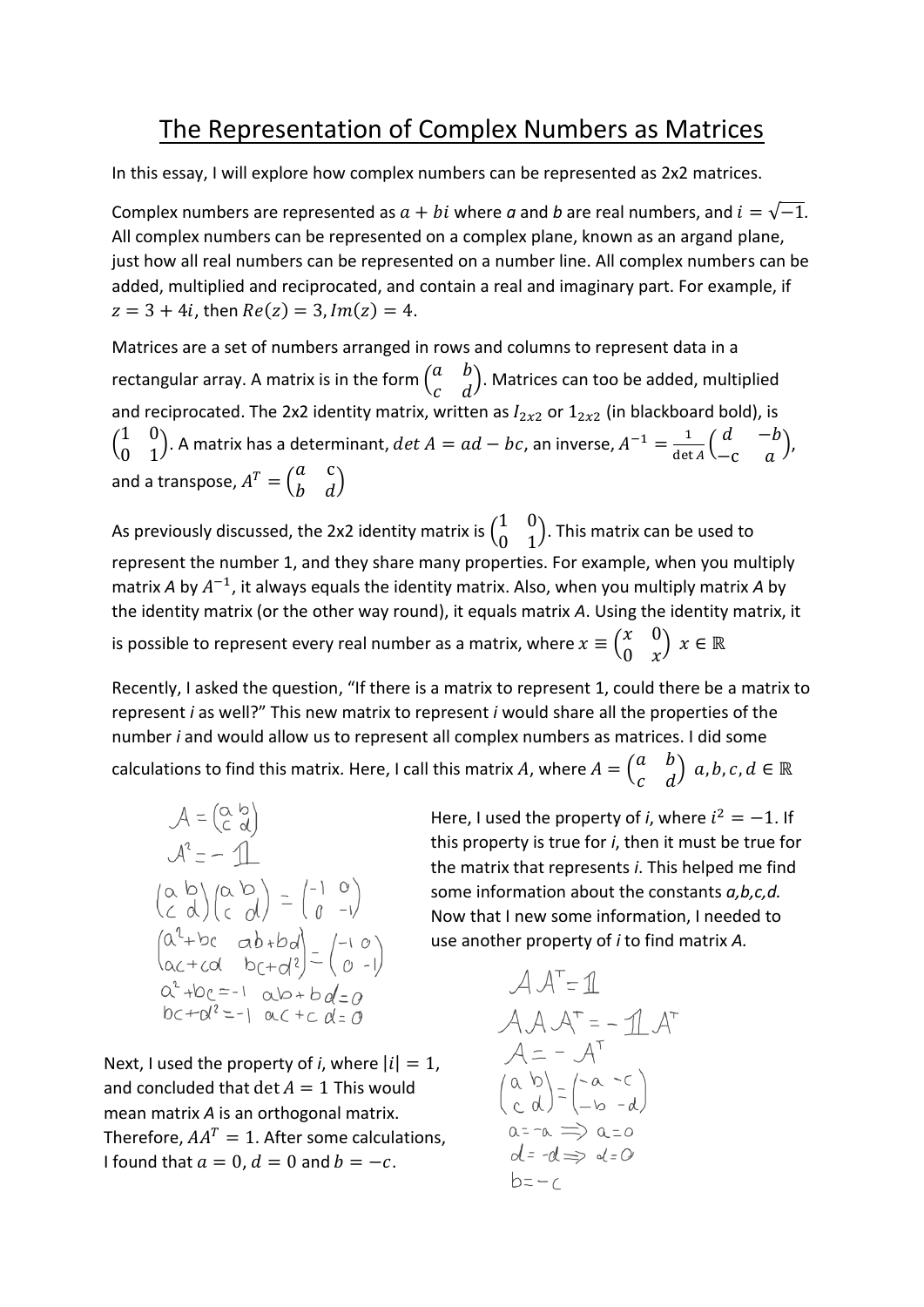# The Representation of Complex Numbers as Matrices

In this essay, I will explore how complex numbers can be represented as 2x2 matrices.

Complex numbers are represented as $a + bi$ where *a* and *b* are real numbers, and $i = \sqrt{-1}$. All complex numbers can be represented on a complex plane, known as an argand plane, just how all real numbers can be represented on a number line. All complex numbers can be added, multiplied and reciprocated, and contain a real and imaginary part. For example, if $z = 3 + 4i$, then $Re(z) = 3, Im(z) = 4$.

Matrices are a set of numbers arranged in rows and columns to represent data in a rectangular array. A matrix is in the form $\begin{pmatrix} a & b \\ c & d \end{pmatrix}$. Matrices can too be added, multiplied and reciprocated. The 2x2 identity matrix, written as $I_{2x2}$ or $1_{2x2}$ (in blackboard bold), is $\begin{pmatrix} 1 & 0 \\ 0 & 1 \end{pmatrix}$. A matrix has a determinant, $det\, A = ad - bc$, an inverse, $A^{-1} = \frac{1}{\det A}\begin{pmatrix} d & -b \\ -c & a \end{pmatrix}$, and a transpose, $A^T = \begin{pmatrix} a & c \\ b & d \end{pmatrix}$

As previously discussed, the 2x2 identity matrix is $\begin{pmatrix} 1 & 0 \\ 0 & 1 \end{pmatrix}$. This matrix can be used to represent the number 1, and they share many properties. For example, when you multiply matrix *A* by $A^{-1}$, it always equals the identity matrix. Also, when you multiply matrix *A* by the identity matrix (or the other way round), it equals matrix *A*. Using the identity matrix, it is possible to represent every real number as a matrix, where $x \equiv \begin{pmatrix} x & 0 \\ 0 & x \end{pmatrix}\ x \in \mathbb{R}$

Recently, I asked the question, "If there is a matrix to represent 1, could there be a matrix to represent *i* as well?" This new matrix to represent *i* would share all the properties of the number *i* and would allow us to represent all complex numbers as matrices. I did some calculations to find this matrix. Here, I call this matrix $A$, where $A = \begin{pmatrix} a & b \\ c & d \end{pmatrix}\ a, b, c, d \in \mathbb{R}$

$$A = \begin{pmatrix} a & b \\ c & d \end{pmatrix}$$
$$A^2 = -\mathbb{1}$$
$$\begin{pmatrix} a & b \\ c & d \end{pmatrix}\begin{pmatrix} a & b \\ c & d \end{pmatrix} = \begin{pmatrix} -1 & 0 \\ 0 & -1 \end{pmatrix}$$
$$\begin{pmatrix} a^2+bc & ab+bd \\ ac+cd & bc+d^2 \end{pmatrix} = \begin{pmatrix} -1 & 0 \\ 0 & -1 \end{pmatrix}$$
$$a^2+bc=-1 \quad ab+bd=0$$
$$bc+d^2=-1 \quad ac+cd=0$$

Here, I used the property of *i*, where $i^2 = -1$. If this property is true for *i*, then it must be true for the matrix that represents *i*. This helped me find some information about the constants *a,b,c,d.* Now that I new some information, I needed to use another property of *i* to find matrix *A.*

Next, I used the property of *i*, where $|i| = 1$, and concluded that $\det A = 1$ This would mean matrix *A* is an orthogonal matrix. Therefore, $AA^T = 1$. After some calculations, I found that $a = 0$, $d = 0$ and $b = -c$.

$$AA^T = \mathbb{1}$$
$$AAA^T = -\mathbb{1}A^T$$
$$A = -A^T$$
$$\begin{pmatrix} a & b \\ c & d \end{pmatrix} = \begin{pmatrix} -a & -c \\ -b & -d \end{pmatrix}$$
$$a = -a \Rightarrow a = 0$$
$$d = -d \Rightarrow d = 0$$
$$b = -c$$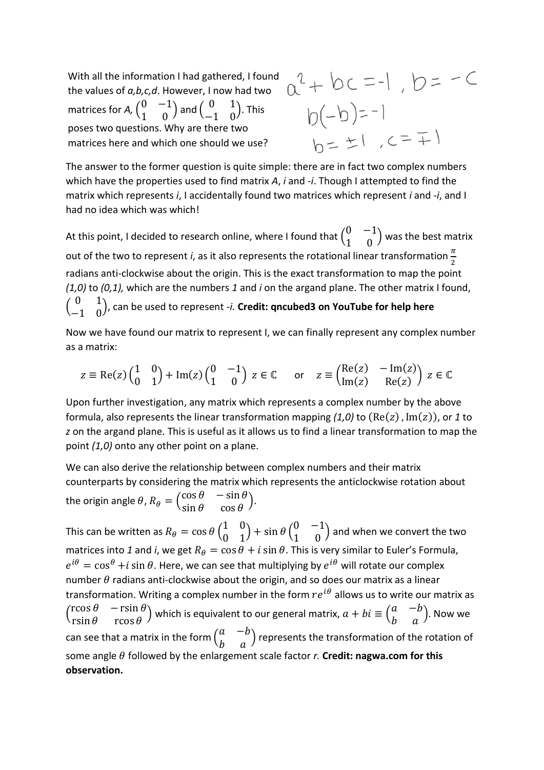With all the information I had gathered, I found the values of *a,b,c,d*. However, I now had two matrices for *A*, $\begin{pmatrix} 0 & -1 \\ 1 & 0 \end{pmatrix}$ and $\begin{pmatrix} 0 & 1 \\ -1 & 0 \end{pmatrix}$. This poses two questions. Why are there two matrices here and which one should we use?

$$a^2 + bc = -1, \; b = -c$$
$$b(-b) = -1$$
$$b = \pm 1, \; c = \mp 1$$

The answer to the former question is quite simple: there are in fact two complex numbers which have the properties used to find matrix *A*, *i* and *-i*. Though I attempted to find the matrix which represents *i*, I accidentally found two matrices which represent *i* and *-i*, and I had no idea which was which!

At this point, I decided to research online, where I found that $\begin{pmatrix} 0 & -1 \\ 1 & 0 \end{pmatrix}$ was the best matrix out of the two to represent *i*, as it also represents the rotational linear transformation $\frac{\pi}{2}$ radians anti-clockwise about the origin. This is the exact transformation to map the point *(1,0)* to *(0,1),* which are the numbers *1* and *i* on the argand plane. The other matrix I found, $\begin{pmatrix} 0 & 1 \\ -1 & 0 \end{pmatrix}$, can be used to represent *-i.* **Credit: qncubed3 on YouTube for help here**

Now we have found our matrix to represent I, we can finally represent any complex number as a matrix:

$$z \equiv \mathrm{Re}(z)\begin{pmatrix} 1 & 0 \\ 0 & 1 \end{pmatrix} + \mathrm{Im}(z)\begin{pmatrix} 0 & -1 \\ 1 & 0 \end{pmatrix} \; z \in \mathbb{C} \qquad \text{or} \qquad z \equiv \begin{pmatrix} \mathrm{Re}(z) & -\mathrm{Im}(z) \\ \mathrm{Im}(z) & \mathrm{Re}(z) \end{pmatrix} \; z \in \mathbb{C}$$

Upon further investigation, any matrix which represents a complex number by the above formula, also represents the linear transformation mapping *(1,0)* to $(\mathrm{Re}(z), \mathrm{Im}(z))$, or *1* to *z* on the argand plane. This is useful as it allows us to find a linear transformation to map the point *(1,0)* onto any other point on a plane.

We can also derive the relationship between complex numbers and their matrix counterparts by considering the matrix which represents the anticlockwise rotation about the origin angle $\theta$, $R_\theta = \begin{pmatrix} \cos\theta & -\sin\theta \\ \sin\theta & \cos\theta \end{pmatrix}$.

This can be written as $R_\theta = \cos\theta\begin{pmatrix} 1 & 0 \\ 0 & 1 \end{pmatrix} + \sin\theta\begin{pmatrix} 0 & -1 \\ 1 & 0 \end{pmatrix}$ and when we convert the two matrices into *1* and *i*, we get $R_\theta = \cos\theta + i\sin\theta$. This is very similar to Euler's Formula, $e^{i\theta} = \cos^{\theta} + i\sin\theta$. Here, we can see that multiplying by $e^{i\theta}$ will rotate our complex number $\theta$ radians anti-clockwise about the origin, and so does our matrix as a linear transformation. Writing a complex number in the form $re^{i\theta}$ allows us to write our matrix as $\begin{pmatrix} r\cos\theta & -r\sin\theta \\ r\sin\theta & r\cos\theta \end{pmatrix}$ which is equivalent to our general matrix, $a + bi \equiv \begin{pmatrix} a & -b \\ b & a \end{pmatrix}$. Now we can see that a matrix in the form $\begin{pmatrix} a & -b \\ b & a \end{pmatrix}$ represents the transformation of the rotation of some angle $\theta$ followed by the enlargement scale factor *r.* **Credit: nagwa.com for this observation.**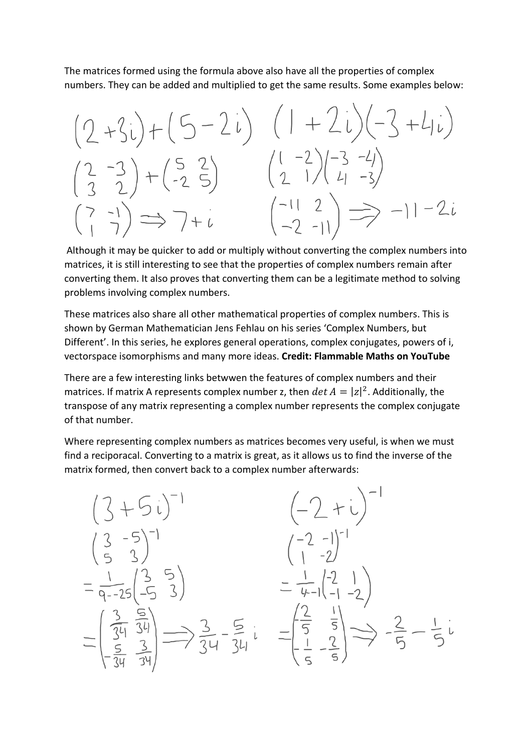The matrices formed using the formula above also have all the properties of complex numbers. They can be added and multiplied to get the same results. Some examples below:

$$(2+3i)+(5-2i) \qquad (1+2i)(-3+4i)$$

$$\begin{pmatrix} 2 & -3 \\ 3 & 2 \end{pmatrix} + \begin{pmatrix} 5 & 2 \\ -2 & 5 \end{pmatrix} \qquad \begin{pmatrix} 1 & -2 \\ 2 & 1 \end{pmatrix}\begin{pmatrix} -3 & -4 \\ 4 & -3 \end{pmatrix}$$

$$\begin{pmatrix} 7 & -1 \\ 1 & 7 \end{pmatrix} \Rightarrow 7+i \qquad \begin{pmatrix} -11 & 2 \\ -2 & -11 \end{pmatrix} \Rightarrow -11-2i$$

Although it may be quicker to add or multiply without converting the complex numbers into matrices, it is still interesting to see that the properties of complex numbers remain after converting them. It also proves that converting them can be a legitimate method to solving problems involving complex numbers.

These matrices also share all other mathematical properties of complex numbers. This is shown by German Mathematician Jens Fehlau on his series 'Complex Numbers, but Different'. In this series, he explores general operations, complex conjugates, powers of i, vectorspace isomorphisms and many more ideas. **Credit: Flammable Maths on YouTube**

There are a few interesting links betwwen the features of complex numbers and their matrices. If matrix A represents complex number z, then $det\, A = |z|^2$. Additionally, the transpose of any matrix representing a complex number represents the complex conjugate of that number.

Where representing complex numbers as matrices becomes very useful, is when we must find a reciporacal. Converting to a matrix is great, as it allows us to find the inverse of the matrix formed, then convert back to a complex number afterwards:

$$(3+5i)^{-1} \qquad (-2+i)^{-1}$$

$$\begin{pmatrix} 3 & -5 \\ 5 & 3 \end{pmatrix}^{-1} \qquad \begin{pmatrix} -2 & -1 \\ 1 & -2 \end{pmatrix}^{-1}$$

$$= \frac{1}{9--25}\begin{pmatrix} 3 & 5 \\ -5 & 3 \end{pmatrix} \qquad = \frac{1}{4--1}\begin{pmatrix} -2 & 1 \\ -1 & -2 \end{pmatrix}$$

$$= \begin{pmatrix} \frac{3}{34} & \frac{5}{34} \\ -\frac{5}{34} & \frac{3}{34} \end{pmatrix} \Rightarrow \frac{3}{34} - \frac{5}{34}i \qquad = \begin{pmatrix} -\frac{2}{5} & \frac{1}{5} \\ -\frac{1}{5} & -\frac{2}{5} \end{pmatrix} \Rightarrow -\frac{2}{5} - \frac{1}{5}i$$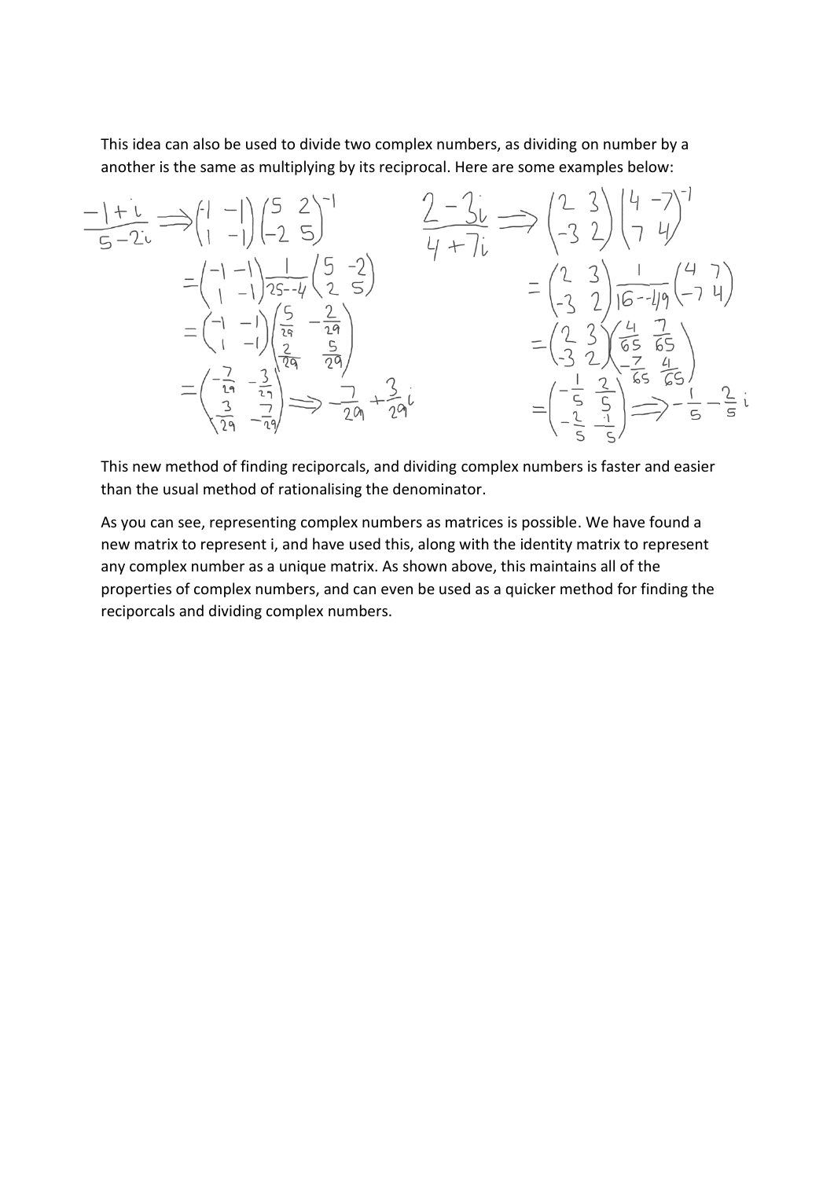This idea can also be used to divide two complex numbers, as dividing on number by a another is the same as multiplying by its reciprocal. Here are some examples below:

$$\frac{-1+i}{5-2i} \Rightarrow \begin{pmatrix} -1 & -1 \\ 1 & -1 \end{pmatrix} \begin{pmatrix} 5 & 2 \\ -2 & 5 \end{pmatrix}^{-1}$$
$$= \begin{pmatrix} -1 & -1 \\ 1 & -1 \end{pmatrix} \frac{1}{25--4} \begin{pmatrix} 5 & -2 \\ 2 & 5 \end{pmatrix}$$
$$= \begin{pmatrix} -1 & -1 \\ 1 & -1 \end{pmatrix} \begin{pmatrix} \frac{5}{29} & -\frac{2}{29} \\ \frac{2}{29} & \frac{5}{29} \end{pmatrix}$$
$$= \begin{pmatrix} -\frac{7}{29} & -\frac{3}{29} \\ \frac{3}{29} & -\frac{7}{29} \end{pmatrix} \Rightarrow -\frac{7}{29} + \frac{3}{29}i$$

$$\frac{2-3i}{4+7i} \Rightarrow \begin{pmatrix} 2 & 3 \\ -3 & 2 \end{pmatrix} \begin{pmatrix} 4 & -7 \\ 7 & 4 \end{pmatrix}^{-1}$$
$$= \begin{pmatrix} 2 & 3 \\ -3 & 2 \end{pmatrix} \frac{1}{16--49} \begin{pmatrix} 4 & 7 \\ -7 & 4 \end{pmatrix}$$
$$= \begin{pmatrix} 2 & 3 \\ -3 & 2 \end{pmatrix} \begin{pmatrix} \frac{4}{65} & \frac{7}{65} \\ -\frac{7}{65} & \frac{4}{65} \end{pmatrix}$$
$$= \begin{pmatrix} -\frac{1}{5} & \frac{2}{5} \\ -\frac{2}{5} & -\frac{1}{5} \end{pmatrix} \Rightarrow -\frac{1}{5} - \frac{2}{5}i$$

This new method of finding reciporcals, and dividing complex numbers is faster and easier than the usual method of rationalising the denominator.

As you can see, representing complex numbers as matrices is possible. We have found a new matrix to represent i, and have used this, along with the identity matrix to represent any complex number as a unique matrix. As shown above, this maintains all of the properties of complex numbers, and can even be used as a quicker method for finding the reciporcals and dividing complex numbers.